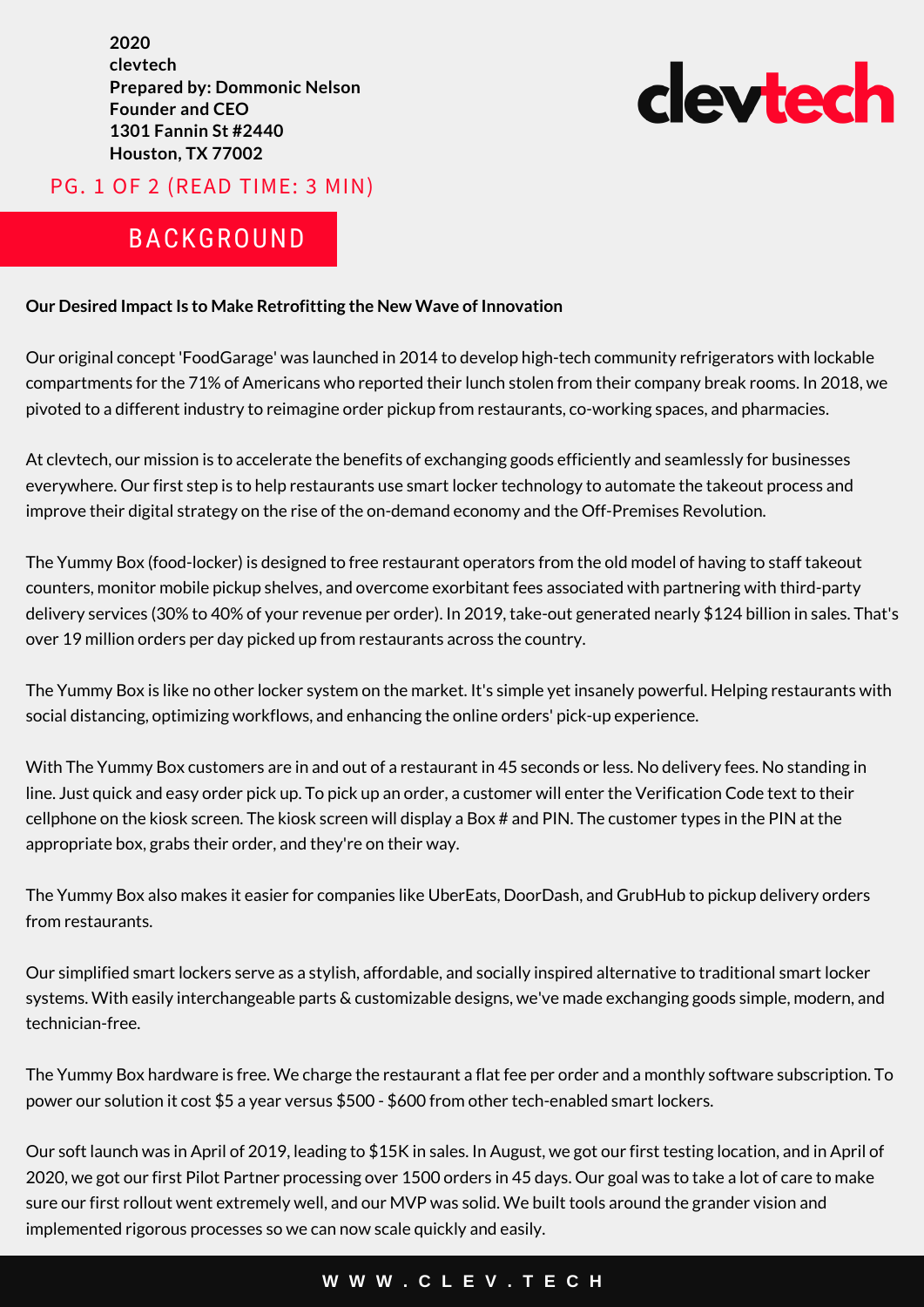**2020**
**clevtech**
**Prepared by: Dommonic Nelson**
**Founder and CEO**
**1301 Fannin St #2440**
**Houston, TX 77002**

clevtech

PG. 1 OF 2 (READ TIME: 3 MIN)

## BACKGROUND

**Our Desired Impact Is to Make Retrofitting the New Wave of Innovation**

Our original concept 'FoodGarage' was launched in 2014 to develop high-tech community refrigerators with lockable compartments for the 71% of Americans who reported their lunch stolen from their company break rooms. In 2018, we pivoted to a different industry to reimagine order pickup from restaurants, co-working spaces, and pharmacies.

At clevtech, our mission is to accelerate the benefits of exchanging goods efficiently and seamlessly for businesses everywhere. Our first step is to help restaurants use smart locker technology to automate the takeout process and improve their digital strategy on the rise of the on-demand economy and the Off-Premises Revolution.

The Yummy Box (food-locker) is designed to free restaurant operators from the old model of having to staff takeout counters, monitor mobile pickup shelves, and overcome exorbitant fees associated with partnering with third-party delivery services (30% to 40% of your revenue per order). In 2019, take-out generated nearly $124 billion in sales. That's over 19 million orders per day picked up from restaurants across the country.

The Yummy Box is like no other locker system on the market. It's simple yet insanely powerful. Helping restaurants with social distancing, optimizing workflows, and enhancing the online orders' pick-up experience.

With The Yummy Box customers are in and out of a restaurant in 45 seconds or less. No delivery fees. No standing in line. Just quick and easy order pick up. To pick up an order, a customer will enter the Verification Code text to their cellphone on the kiosk screen. The kiosk screen will display a Box # and PIN. The customer types in the PIN at the appropriate box, grabs their order, and they're on their way.

The Yummy Box also makes it easier for companies like UberEats, DoorDash, and GrubHub to pickup delivery orders from restaurants.

Our simplified smart lockers serve as a stylish, affordable, and socially inspired alternative to traditional smart locker systems. With easily interchangeable parts & customizable designs, we've made exchanging goods simple, modern, and technician-free.

The Yummy Box hardware is free. We charge the restaurant a flat fee per order and a monthly software subscription. To power our solution it cost $5 a year versus $500 - $600 from other tech-enabled smart lockers.

Our soft launch was in April of 2019, leading to $15K in sales. In August, we got our first testing location, and in April of 2020, we got our first Pilot Partner processing over 1500 orders in 45 days. Our goal was to take a lot of care to make sure our first rollout went extremely well, and our MVP was solid. We built tools around the grander vision and implemented rigorous processes so we can now scale quickly and easily.

WWW.CLEV.TECH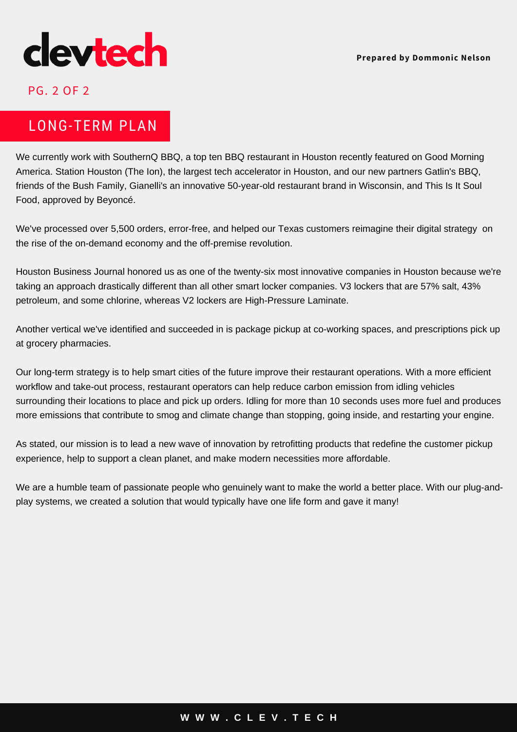## LONG-TERM PLAN

We currently work with SouthernQ BBQ, a top ten BBQ restaurant in Houston recently featured on Good Morning America. Station Houston (The Ion), the largest tech accelerator in Houston, and our new partners Gatlin's BBQ, friends of the Bush Family, Gianelli's an innovative 50-year-old restaurant brand in Wisconsin, and This Is It Soul Food, approved by Beyoncé.

We've processed over 5,500 orders, error-free, and helped our Texas customers reimagine their digital strategy on the rise of the on-demand economy and the off-premise revolution.

Houston Business Journal honored us as one of the twenty-six most innovative companies in Houston because we're taking an approach drastically different than all other smart locker companies. V3 lockers that are 57% salt, 43% petroleum, and some chlorine, whereas V2 lockers are High-Pressure Laminate.

Another vertical we've identified and succeeded in is package pickup at co-working spaces, and prescriptions pick up at grocery pharmacies.

Our long-term strategy is to help smart cities of the future improve their restaurant operations. With a more efficient workflow and take-out process, restaurant operators can help reduce carbon emission from idling vehicles surrounding their locations to place and pick up orders. Idling for more than 10 seconds uses more fuel and produces more emissions that contribute to smog and climate change than stopping, going inside, and restarting your engine.

As stated, our mission is to lead a new wave of innovation by retrofitting products that redefine the customer pickup experience, help to support a clean planet, and make modern necessities more affordable.

We are a humble team of passionate people who genuinely want to make the world a better place. With our plug-and-play systems, we created a solution that would typically have one life form and gave it many!